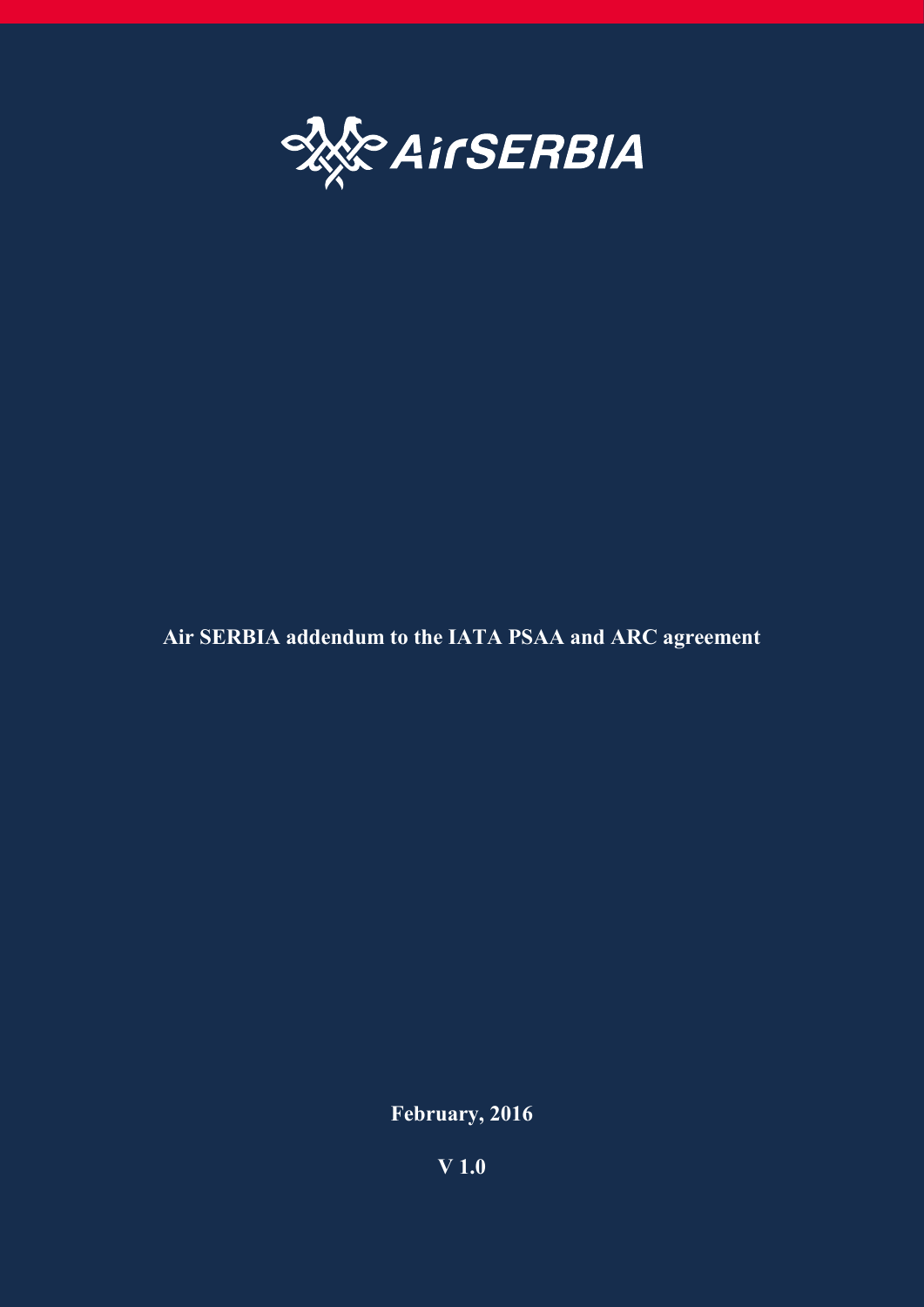# Air SERBIA addendum to the IATA PSAA and ARC agreement

February, 2016

V 1.0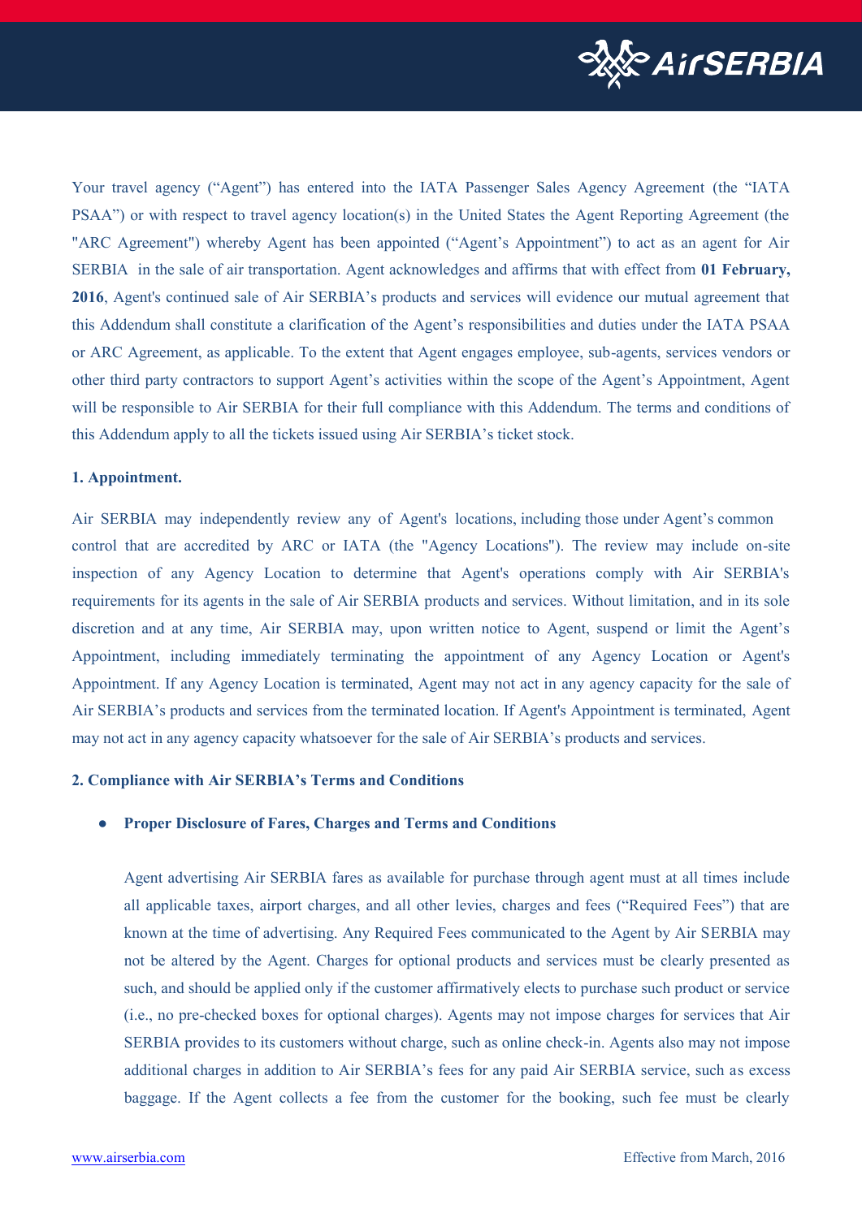Your travel agency ("Agent") has entered into the IATA Passenger Sales Agency Agreement (the "IATA PSAA") or with respect to travel agency location(s) in the United States the Agent Reporting Agreement (the "ARC Agreement") whereby Agent has been appointed ("Agent's Appointment") to act as an agent for Air SERBIA in the sale of air transportation. Agent acknowledges and affirms that with effect from **01 February, 2016**, Agent's continued sale of Air SERBIA's products and services will evidence our mutual agreement that this Addendum shall constitute a clarification of the Agent's responsibilities and duties under the IATA PSAA or ARC Agreement, as applicable. To the extent that Agent engages employee, sub-agents, services vendors or other third party contractors to support Agent's activities within the scope of the Agent's Appointment, Agent will be responsible to Air SERBIA for their full compliance with this Addendum. The terms and conditions of this Addendum apply to all the tickets issued using Air SERBIA's ticket stock.

**1. Appointment.**

Air SERBIA may independently review any of Agent's locations, including those under Agent's common control that are accredited by ARC or IATA (the "Agency Locations"). The review may include on-site inspection of any Agency Location to determine that Agent's operations comply with Air SERBIA's requirements for its agents in the sale of Air SERBIA products and services. Without limitation, and in its sole discretion and at any time, Air SERBIA may, upon written notice to Agent, suspend or limit the Agent's Appointment, including immediately terminating the appointment of any Agency Location or Agent's Appointment. If any Agency Location is terminated, Agent may not act in any agency capacity for the sale of Air SERBIA's products and services from the terminated location. If Agent's Appointment is terminated, Agent may not act in any agency capacity whatsoever for the sale of Air SERBIA's products and services.

**2. Compliance with Air SERBIA's Terms and Conditions**

- **Proper Disclosure of Fares, Charges and Terms and Conditions**

  Agent advertising Air SERBIA fares as available for purchase through agent must at all times include all applicable taxes, airport charges, and all other levies, charges and fees ("Required Fees") that are known at the time of advertising. Any Required Fees communicated to the Agent by Air SERBIA may not be altered by the Agent. Charges for optional products and services must be clearly presented as such, and should be applied only if the customer affirmatively elects to purchase such product or service (i.e., no pre-checked boxes for optional charges). Agents may not impose charges for services that Air SERBIA provides to its customers without charge, such as online check-in. Agents also may not impose additional charges in addition to Air SERBIA's fees for any paid Air SERBIA service, such as excess baggage. If the Agent collects a fee from the customer for the booking, such fee must be clearly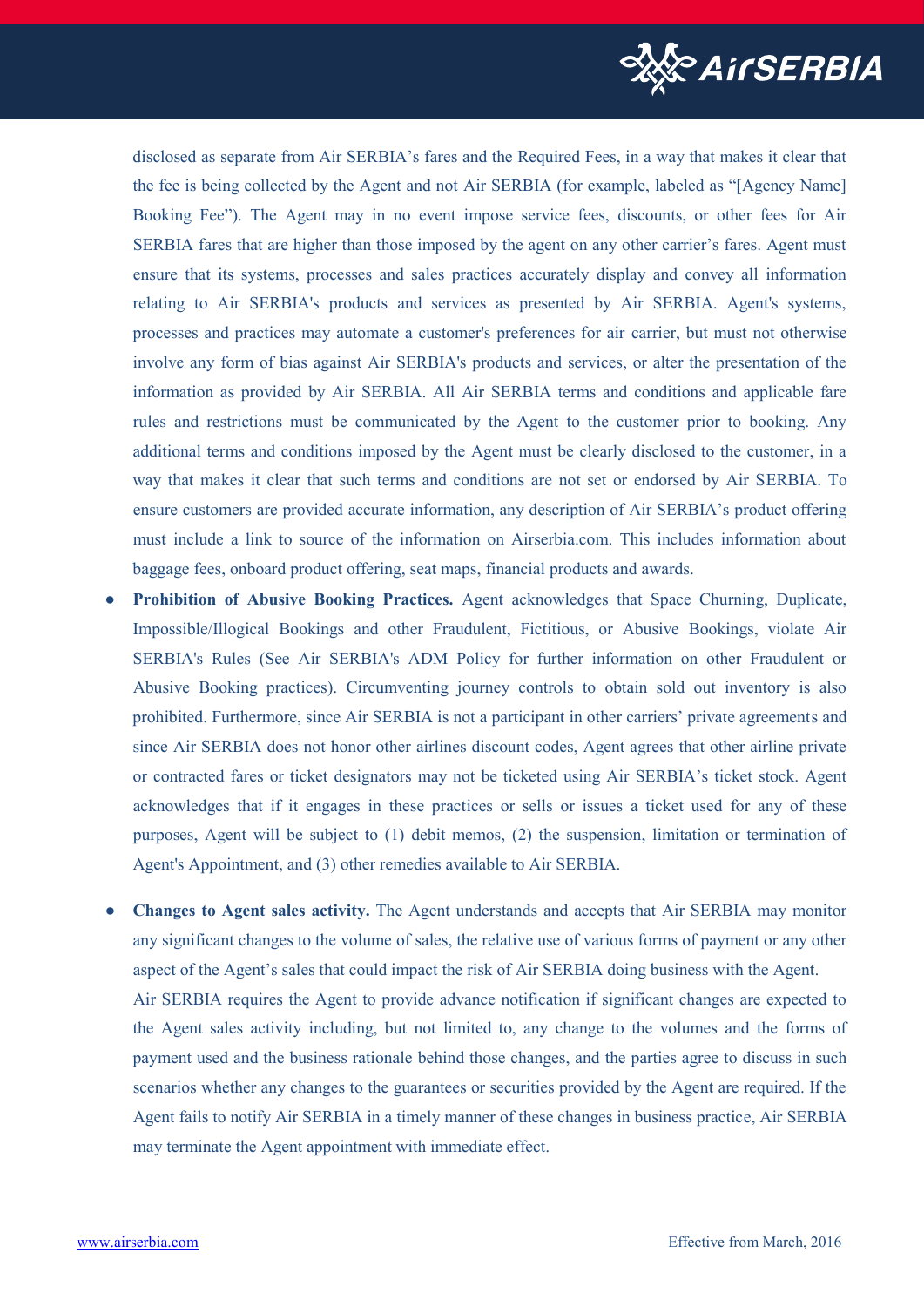disclosed as separate from Air SERBIA's fares and the Required Fees, in a way that makes it clear that the fee is being collected by the Agent and not Air SERBIA (for example, labeled as "[Agency Name] Booking Fee"). The Agent may in no event impose service fees, discounts, or other fees for Air SERBIA fares that are higher than those imposed by the agent on any other carrier's fares. Agent must ensure that its systems, processes and sales practices accurately display and convey all information relating to Air SERBIA's products and services as presented by Air SERBIA. Agent's systems, processes and practices may automate a customer's preferences for air carrier, but must not otherwise involve any form of bias against Air SERBIA's products and services, or alter the presentation of the information as provided by Air SERBIA. All Air SERBIA terms and conditions and applicable fare rules and restrictions must be communicated by the Agent to the customer prior to booking. Any additional terms and conditions imposed by the Agent must be clearly disclosed to the customer, in a way that makes it clear that such terms and conditions are not set or endorsed by Air SERBIA. To ensure customers are provided accurate information, any description of Air SERBIA's product offering must include a link to source of the information on Airserbia.com. This includes information about baggage fees, onboard product offering, seat maps, financial products and awards.

- **Prohibition of Abusive Booking Practices.** Agent acknowledges that Space Churning, Duplicate, Impossible/Illogical Bookings and other Fraudulent, Fictitious, or Abusive Bookings, violate Air SERBIA's Rules (See Air SERBIA's ADM Policy for further information on other Fraudulent or Abusive Booking practices). Circumventing journey controls to obtain sold out inventory is also prohibited. Furthermore, since Air SERBIA is not a participant in other carriers' private agreements and since Air SERBIA does not honor other airlines discount codes, Agent agrees that other airline private or contracted fares or ticket designators may not be ticketed using Air SERBIA's ticket stock. Agent acknowledges that if it engages in these practices or sells or issues a ticket used for any of these purposes, Agent will be subject to (1) debit memos, (2) the suspension, limitation or termination of Agent's Appointment, and (3) other remedies available to Air SERBIA.

- **Changes to Agent sales activity.** The Agent understands and accepts that Air SERBIA may monitor any significant changes to the volume of sales, the relative use of various forms of payment or any other aspect of the Agent's sales that could impact the risk of Air SERBIA doing business with the Agent.
  Air SERBIA requires the Agent to provide advance notification if significant changes are expected to the Agent sales activity including, but not limited to, any change to the volumes and the forms of payment used and the business rationale behind those changes, and the parties agree to discuss in such scenarios whether any changes to the guarantees or securities provided by the Agent are required. If the Agent fails to notify Air SERBIA in a timely manner of these changes in business practice, Air SERBIA may terminate the Agent appointment with immediate effect.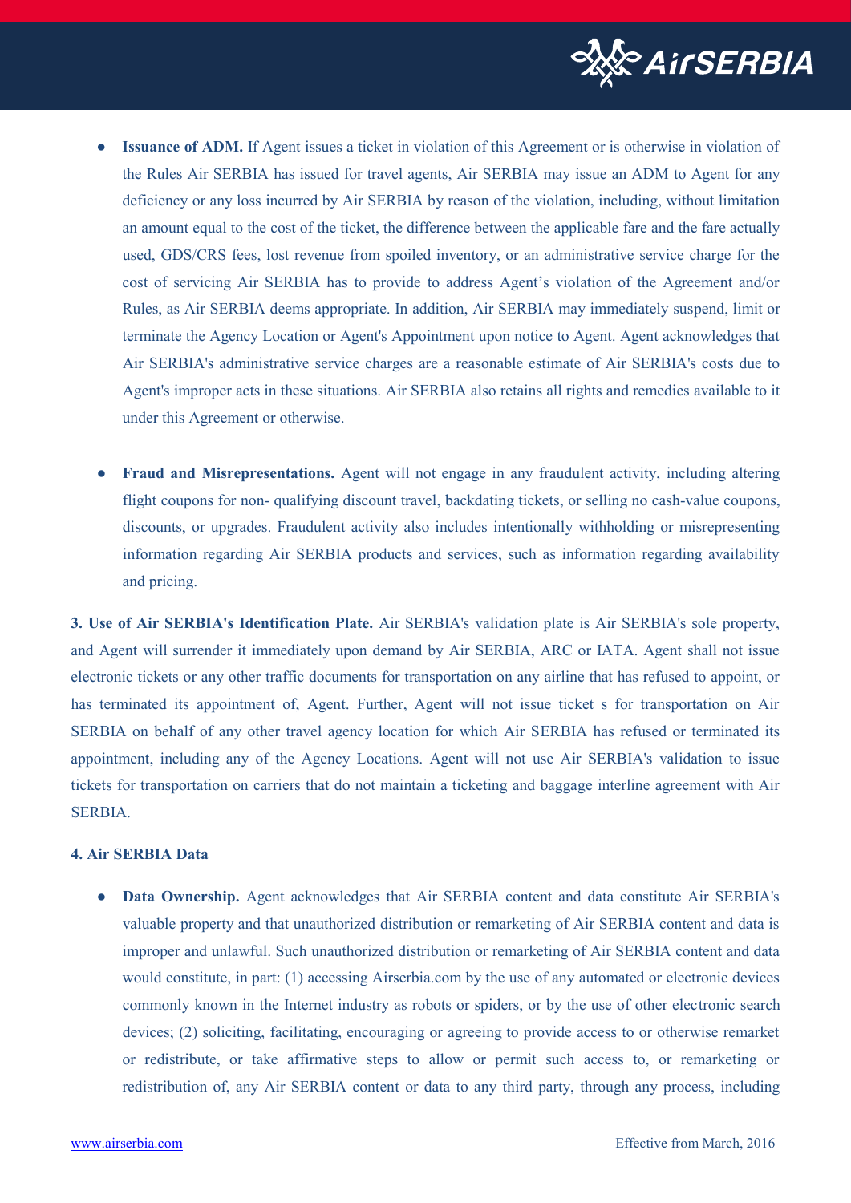- **Issuance of ADM.** If Agent issues a ticket in violation of this Agreement or is otherwise in violation of the Rules Air SERBIA has issued for travel agents, Air SERBIA may issue an ADM to Agent for any deficiency or any loss incurred by Air SERBIA by reason of the violation, including, without limitation an amount equal to the cost of the ticket, the difference between the applicable fare and the fare actually used, GDS/CRS fees, lost revenue from spoiled inventory, or an administrative service charge for the cost of servicing Air SERBIA has to provide to address Agent's violation of the Agreement and/or Rules, as Air SERBIA deems appropriate. In addition, Air SERBIA may immediately suspend, limit or terminate the Agency Location or Agent's Appointment upon notice to Agent. Agent acknowledges that Air SERBIA's administrative service charges are a reasonable estimate of Air SERBIA's costs due to Agent's improper acts in these situations. Air SERBIA also retains all rights and remedies available to it under this Agreement or otherwise.

- **Fraud and Misrepresentations.** Agent will not engage in any fraudulent activity, including altering flight coupons for non- qualifying discount travel, backdating tickets, or selling no cash-value coupons, discounts, or upgrades. Fraudulent activity also includes intentionally withholding or misrepresenting information regarding Air SERBIA products and services, such as information regarding availability and pricing.

**3. Use of Air SERBIA's Identification Plate.** Air SERBIA's validation plate is Air SERBIA's sole property, and Agent will surrender it immediately upon demand by Air SERBIA, ARC or IATA. Agent shall not issue electronic tickets or any other traffic documents for transportation on any airline that has refused to appoint, or has terminated its appointment of, Agent. Further, Agent will not issue ticket s for transportation on Air SERBIA on behalf of any other travel agency location for which Air SERBIA has refused or terminated its appointment, including any of the Agency Locations. Agent will not use Air SERBIA's validation to issue tickets for transportation on carriers that do not maintain a ticketing and baggage interline agreement with Air SERBIA.

**4. Air SERBIA Data**

- **Data Ownership.** Agent acknowledges that Air SERBIA content and data constitute Air SERBIA's valuable property and that unauthorized distribution or remarketing of Air SERBIA content and data is improper and unlawful. Such unauthorized distribution or remarketing of Air SERBIA content and data would constitute, in part: (1) accessing Airserbia.com by the use of any automated or electronic devices commonly known in the Internet industry as robots or spiders, or by the use of other electronic search devices; (2) soliciting, facilitating, encouraging or agreeing to provide access to or otherwise remarket or redistribute, or take affirmative steps to allow or permit such access to, or remarketing or redistribution of, any Air SERBIA content or data to any third party, through any process, including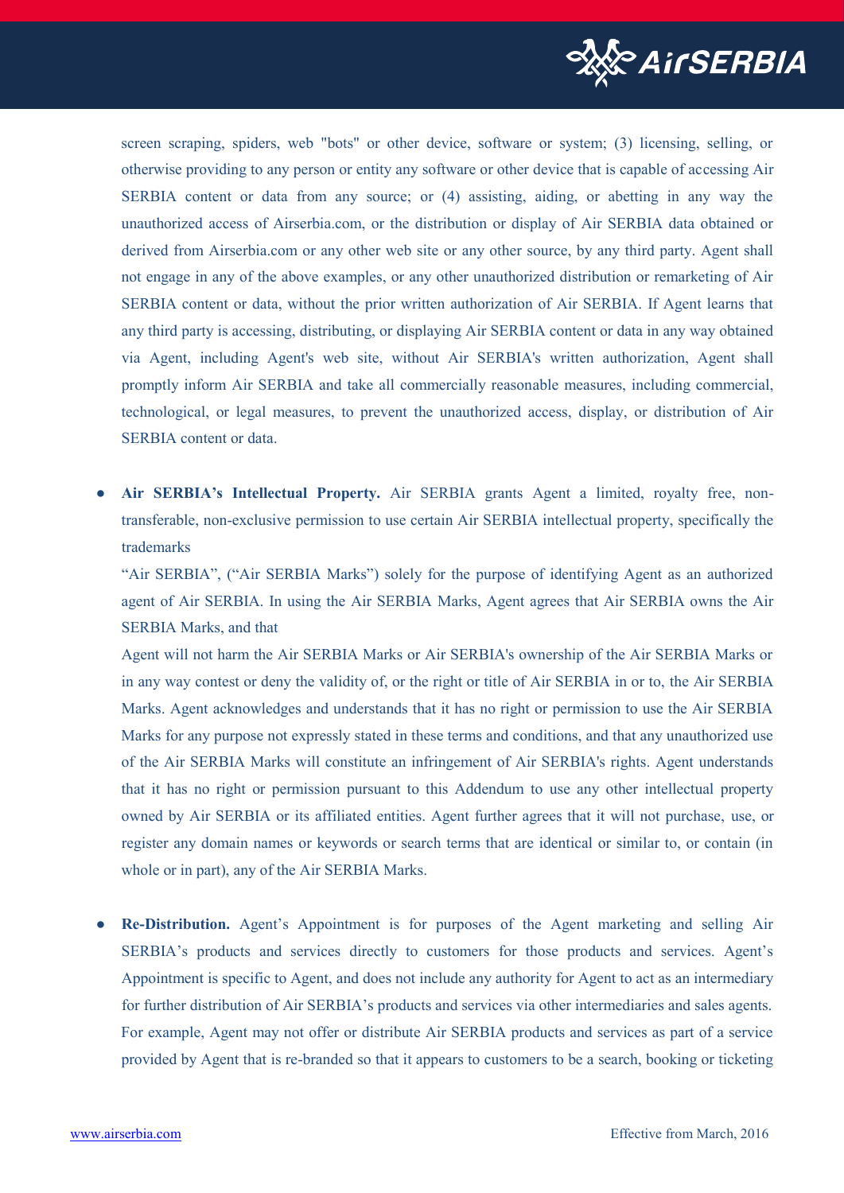screen scraping, spiders, web "bots" or other device, software or system; (3) licensing, selling, or otherwise providing to any person or entity any software or other device that is capable of accessing Air SERBIA content or data from any source; or (4) assisting, aiding, or abetting in any way the unauthorized access of Airserbia.com, or the distribution or display of Air SERBIA data obtained or derived from Airserbia.com or any other web site or any other source, by any third party. Agent shall not engage in any of the above examples, or any other unauthorized distribution or remarketing of Air SERBIA content or data, without the prior written authorization of Air SERBIA. If Agent learns that any third party is accessing, distributing, or displaying Air SERBIA content or data in any way obtained via Agent, including Agent's web site, without Air SERBIA's written authorization, Agent shall promptly inform Air SERBIA and take all commercially reasonable measures, including commercial, technological, or legal measures, to prevent the unauthorized access, display, or distribution of Air SERBIA content or data.

- **Air SERBIA's Intellectual Property.** Air SERBIA grants Agent a limited, royalty free, non-transferable, non-exclusive permission to use certain Air SERBIA intellectual property, specifically the trademarks

  "Air SERBIA", ("Air SERBIA Marks") solely for the purpose of identifying Agent as an authorized agent of Air SERBIA. In using the Air SERBIA Marks, Agent agrees that Air SERBIA owns the Air SERBIA Marks, and that

  Agent will not harm the Air SERBIA Marks or Air SERBIA's ownership of the Air SERBIA Marks or in any way contest or deny the validity of, or the right or title of Air SERBIA in or to, the Air SERBIA Marks. Agent acknowledges and understands that it has no right or permission to use the Air SERBIA Marks for any purpose not expressly stated in these terms and conditions, and that any unauthorized use of the Air SERBIA Marks will constitute an infringement of Air SERBIA's rights. Agent understands that it has no right or permission pursuant to this Addendum to use any other intellectual property owned by Air SERBIA or its affiliated entities. Agent further agrees that it will not purchase, use, or register any domain names or keywords or search terms that are identical or similar to, or contain (in whole or in part), any of the Air SERBIA Marks.

- **Re-Distribution.** Agent's Appointment is for purposes of the Agent marketing and selling Air SERBIA's products and services directly to customers for those products and services. Agent's Appointment is specific to Agent, and does not include any authority for Agent to act as an intermediary for further distribution of Air SERBIA's products and services via other intermediaries and sales agents. For example, Agent may not offer or distribute Air SERBIA products and services as part of a service provided by Agent that is re-branded so that it appears to customers to be a search, booking or ticketing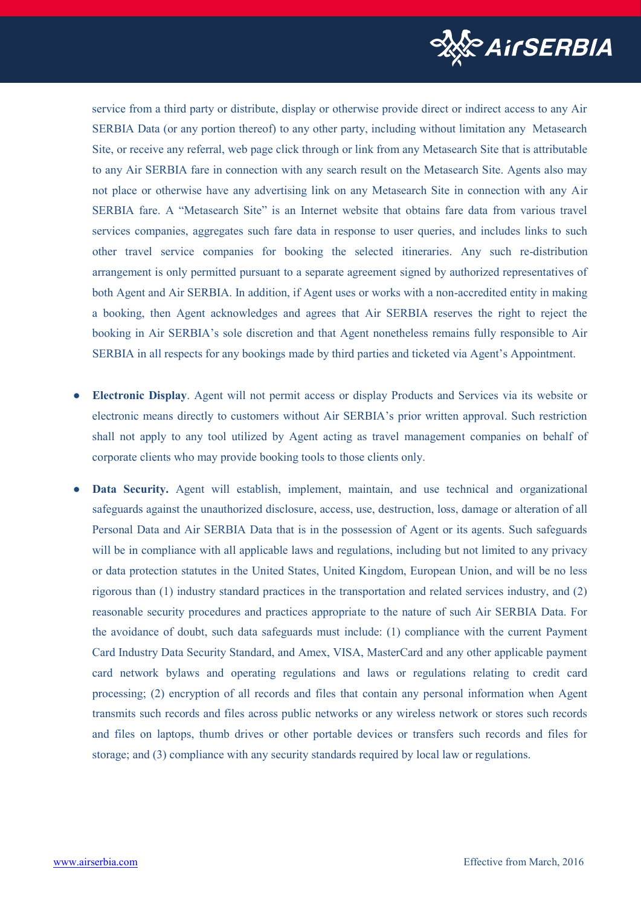service from a third party or distribute, display or otherwise provide direct or indirect access to any Air SERBIA Data (or any portion thereof) to any other party, including without limitation any Metasearch Site, or receive any referral, web page click through or link from any Metasearch Site that is attributable to any Air SERBIA fare in connection with any search result on the Metasearch Site. Agents also may not place or otherwise have any advertising link on any Metasearch Site in connection with any Air SERBIA fare. A "Metasearch Site" is an Internet website that obtains fare data from various travel services companies, aggregates such fare data in response to user queries, and includes links to such other travel service companies for booking the selected itineraries. Any such re-distribution arrangement is only permitted pursuant to a separate agreement signed by authorized representatives of both Agent and Air SERBIA. In addition, if Agent uses or works with a non-accredited entity in making a booking, then Agent acknowledges and agrees that Air SERBIA reserves the right to reject the booking in Air SERBIA's sole discretion and that Agent nonetheless remains fully responsible to Air SERBIA in all respects for any bookings made by third parties and ticketed via Agent's Appointment.

- **Electronic Display**. Agent will not permit access or display Products and Services via its website or electronic means directly to customers without Air SERBIA's prior written approval. Such restriction shall not apply to any tool utilized by Agent acting as travel management companies on behalf of corporate clients who may provide booking tools to those clients only.

- **Data Security.** Agent will establish, implement, maintain, and use technical and organizational safeguards against the unauthorized disclosure, access, use, destruction, loss, damage or alteration of all Personal Data and Air SERBIA Data that is in the possession of Agent or its agents. Such safeguards will be in compliance with all applicable laws and regulations, including but not limited to any privacy or data protection statutes in the United States, United Kingdom, European Union, and will be no less rigorous than (1) industry standard practices in the transportation and related services industry, and (2) reasonable security procedures and practices appropriate to the nature of such Air SERBIA Data. For the avoidance of doubt, such data safeguards must include: (1) compliance with the current Payment Card Industry Data Security Standard, and Amex, VISA, MasterCard and any other applicable payment card network bylaws and operating regulations and laws or regulations relating to credit card processing; (2) encryption of all records and files that contain any personal information when Agent transmits such records and files across public networks or any wireless network or stores such records and files on laptops, thumb drives or other portable devices or transfers such records and files for storage; and (3) compliance with any security standards required by local law or regulations.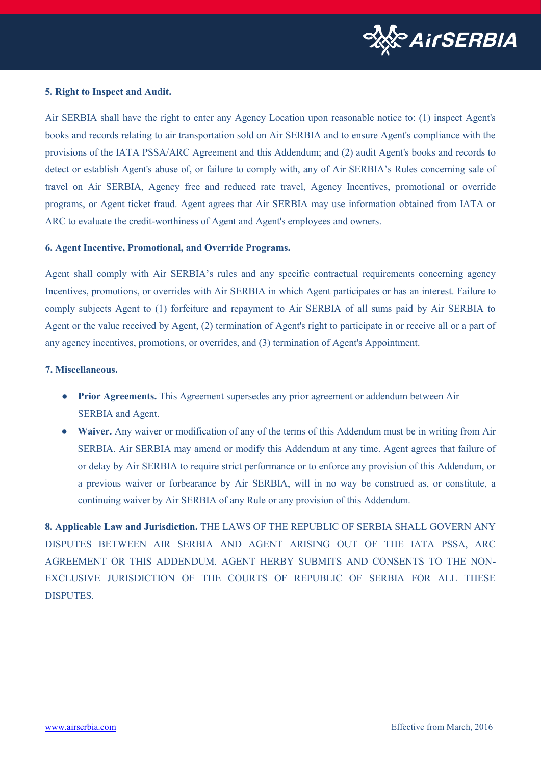**5. Right to Inspect and Audit.**

Air SERBIA shall have the right to enter any Agency Location upon reasonable notice to: (1) inspect Agent's books and records relating to air transportation sold on Air SERBIA and to ensure Agent's compliance with the provisions of the IATA PSSA/ARC Agreement and this Addendum; and (2) audit Agent's books and records to detect or establish Agent's abuse of, or failure to comply with, any of Air SERBIA's Rules concerning sale of travel on Air SERBIA, Agency free and reduced rate travel, Agency Incentives, promotional or override programs, or Agent ticket fraud. Agent agrees that Air SERBIA may use information obtained from IATA or ARC to evaluate the credit-worthiness of Agent and Agent's employees and owners.

**6. Agent Incentive, Promotional, and Override Programs.**

Agent shall comply with Air SERBIA's rules and any specific contractual requirements concerning agency Incentives, promotions, or overrides with Air SERBIA in which Agent participates or has an interest. Failure to comply subjects Agent to (1) forfeiture and repayment to Air SERBIA of all sums paid by Air SERBIA to Agent or the value received by Agent, (2) termination of Agent's right to participate in or receive all or a part of any agency incentives, promotions, or overrides, and (3) termination of Agent's Appointment.

**7. Miscellaneous.**

- **Prior Agreements.** This Agreement supersedes any prior agreement or addendum between Air SERBIA and Agent.
- **Waiver.** Any waiver or modification of any of the terms of this Addendum must be in writing from Air SERBIA. Air SERBIA may amend or modify this Addendum at any time. Agent agrees that failure of or delay by Air SERBIA to require strict performance or to enforce any provision of this Addendum, or a previous waiver or forbearance by Air SERBIA, will in no way be construed as, or constitute, a continuing waiver by Air SERBIA of any Rule or any provision of this Addendum.

**8. Applicable Law and Jurisdiction.** THE LAWS OF THE REPUBLIC OF SERBIA SHALL GOVERN ANY DISPUTES BETWEEN AIR SERBIA AND AGENT ARISING OUT OF THE IATA PSSA, ARC AGREEMENT OR THIS ADDENDUM. AGENT HERBY SUBMITS AND CONSENTS TO THE NON-EXCLUSIVE JURISDICTION OF THE COURTS OF REPUBLIC OF SERBIA FOR ALL THESE DISPUTES.

www.airserbia.com

Effective from March, 2016